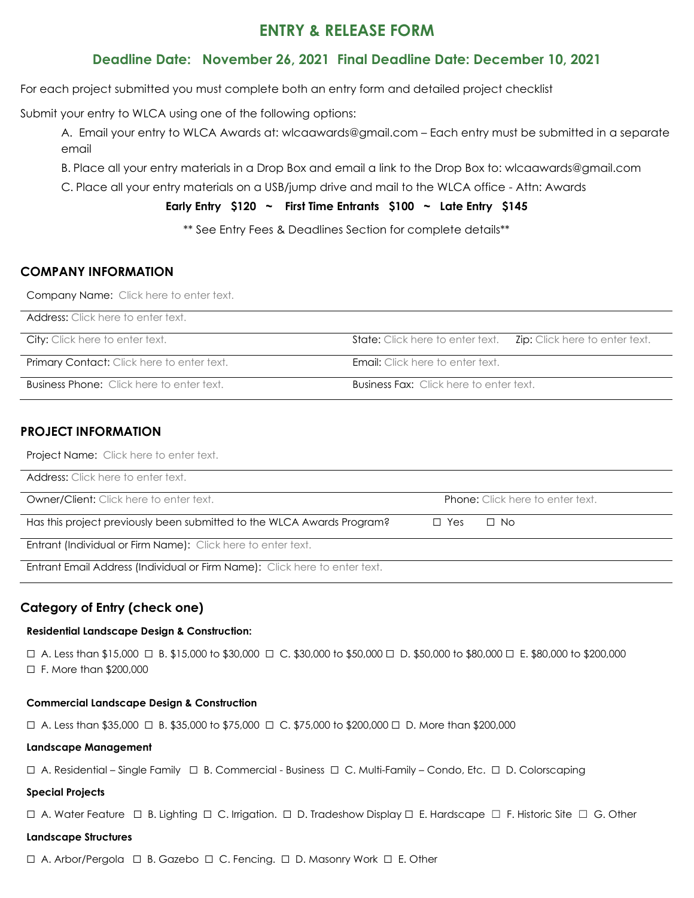# ENTRY & RELEASE FORM

## Deadline Date: November 26, 2021 Final Deadline Date: December 10, 2021

For each project submitted you must complete both an entry form and detailed project checklist

Submit your entry to WLCA using one of the following options:

A. Email your entry to WLCA Awards at: wlcaawards@gmail.com – Each entry must be submitted in a separate email

B. Place all your entry materials in a Drop Box and email a link to the Drop Box to: wlcaawards@gmail.com

C. Place all your entry materials on a USB/jump drive and mail to the WLCA office - Attn: Awards

**Early Entry $120 ~ First Time Entrants $100 ~ Late Entry $145**

** See Entry Fees & Deadlines Section for complete details**

## COMPANY INFORMATION

Company Name: Click here to enter text.

Address: Click here to enter text.

City: Click here to enter text. State: Click here to enter text. Zip: Click here to enter text.

Primary Contact: Click here to enter text. Email: Click here to enter text.

Business Phone: Click here to enter text. Business Fax: Click here to enter text.

## PROJECT INFORMATION

Project Name: Click here to enter text.

Address: Click here to enter text.

Owner/Client: Click here to enter text. Phone: Click here to enter text.

Has this project previously been submitted to the WLCA Awards Program? ☐ Yes ☐ No

Entrant (Individual or Firm Name): Click here to enter text.

Entrant Email Address (Individual or Firm Name): Click here to enter text.

## Category of Entry (check one)

**Residential Landscape Design & Construction:**

☐ A. Less than $15,000 ☐ B. $15,000 to $30,000 ☐ C. $30,000 to $50,000 ☐ D. $50,000 to $80,000 ☐ E. $80,000 to $200,000 ☐ F. More than $200,000

**Commercial Landscape Design & Construction**

☐ A. Less than $35,000 ☐ B. $35,000 to $75,000 ☐ C. $75,000 to $200,000 ☐ D. More than $200,000

**Landscape Management**

☐ A. Residential – Single Family ☐ B. Commercial - Business ☐ C. Multi-Family – Condo, Etc. ☐ D. Colorscaping

**Special Projects**

☐ A. Water Feature ☐ B. Lighting ☐ C. Irrigation. ☐ D. Tradeshow Display ☐ E. Hardscape ☐ F. Historic Site ☐ G. Other

**Landscape Structures**

☐ A. Arbor/Pergola ☐ B. Gazebo ☐ C. Fencing. ☐ D. Masonry Work ☐ E. Other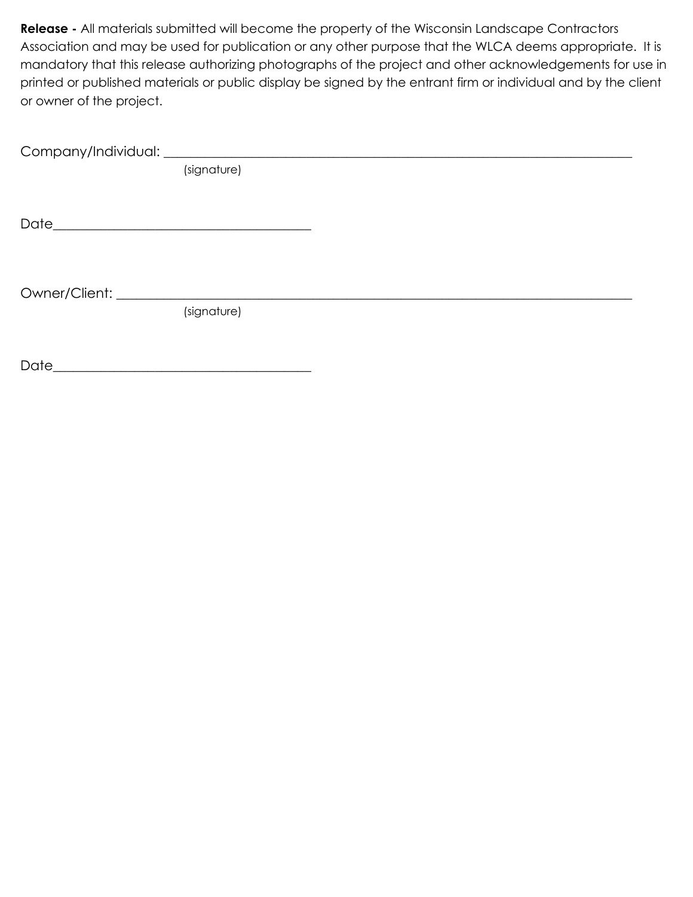**Release -** All materials submitted will become the property of the Wisconsin Landscape Contractors Association and may be used for publication or any other purpose that the WLCA deems appropriate. It is mandatory that this release authorizing photographs of the project and other acknowledgements for use in printed or published materials or public display be signed by the entrant firm or individual and by the client or owner of the project.

Company/Individual: ________________________________________________________________________
(signature)

Date____________________________________

Owner/Client: ______________________________________________________________________________
(signature)

Date____________________________________